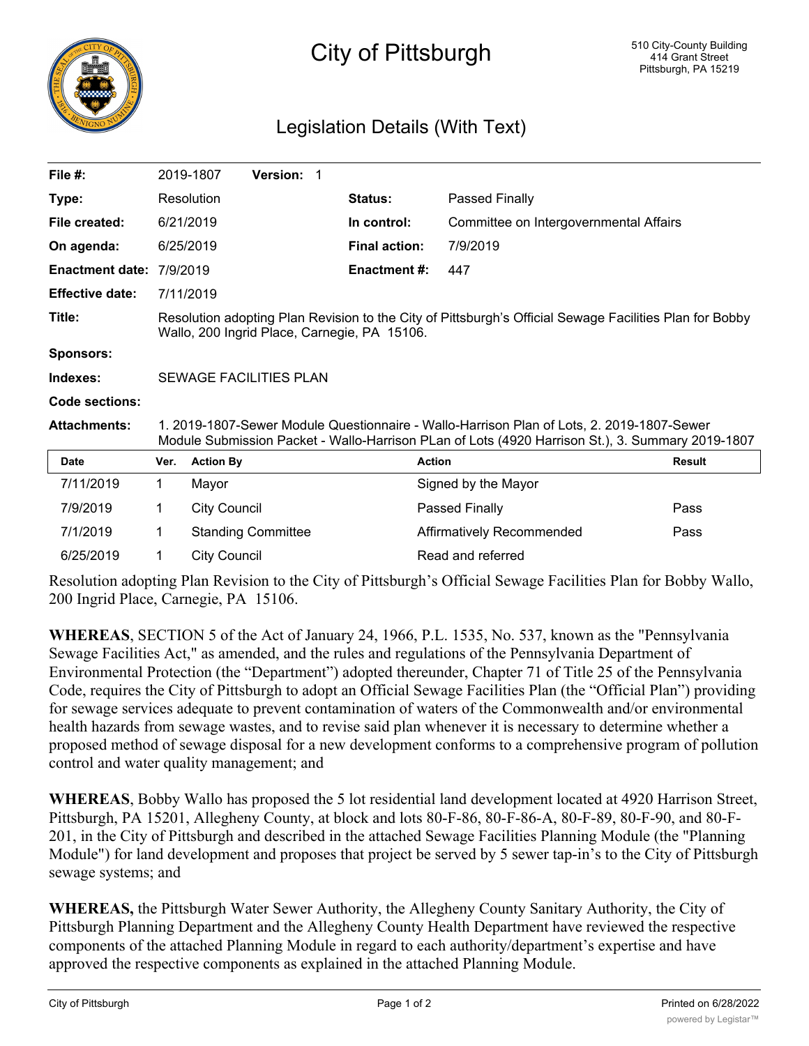# City of Pittsburgh

510 City-County Building
414 Grant Street
Pittsburgh, PA 15219

## Legislation Details (With Text)

| | | | |
|---|---|---|---|
| **File #:** | 2019-1807 **Version:** 1 | | |
| **Type:** | Resolution | **Status:** | Passed Finally |
| **File created:** | 6/21/2019 | **In control:** | Committee on Intergovernmental Affairs |
| **On agenda:** | 6/25/2019 | **Final action:** | 7/9/2019 |
| **Enactment date:** | 7/9/2019 | **Enactment #:** | 447 |
| **Effective date:** | 7/11/2019 | | |

**Title:** Resolution adopting Plan Revision to the City of Pittsburgh's Official Sewage Facilities Plan for Bobby Wallo, 200 Ingrid Place, Carnegie, PA 15106.

**Sponsors:**

**Indexes:** SEWAGE FACILITIES PLAN

**Code sections:**

**Attachments:** 1. 2019-1807-Sewer Module Questionnaire - Wallo-Harrison Plan of Lots, 2. 2019-1807-Sewer Module Submission Packet - Wallo-Harrison PLan of Lots (4920 Harrison St.), 3. Summary 2019-1807

| Date | Ver. | Action By | Action | Result |
|---|---|---|---|---|
| 7/11/2019 | 1 | Mayor | Signed by the Mayor | |
| 7/9/2019 | 1 | City Council | Passed Finally | Pass |
| 7/1/2019 | 1 | Standing Committee | Affirmatively Recommended | Pass |
| 6/25/2019 | 1 | City Council | Read and referred | |

Resolution adopting Plan Revision to the City of Pittsburgh's Official Sewage Facilities Plan for Bobby Wallo, 200 Ingrid Place, Carnegie, PA 15106.

**WHEREAS**, SECTION 5 of the Act of January 24, 1966, P.L. 1535, No. 537, known as the "Pennsylvania Sewage Facilities Act," as amended, and the rules and regulations of the Pennsylvania Department of Environmental Protection (the "Department") adopted thereunder, Chapter 71 of Title 25 of the Pennsylvania Code, requires the City of Pittsburgh to adopt an Official Sewage Facilities Plan (the "Official Plan") providing for sewage services adequate to prevent contamination of waters of the Commonwealth and/or environmental health hazards from sewage wastes, and to revise said plan whenever it is necessary to determine whether a proposed method of sewage disposal for a new development conforms to a comprehensive program of pollution control and water quality management; and

**WHEREAS**, Bobby Wallo has proposed the 5 lot residential land development located at 4920 Harrison Street, Pittsburgh, PA 15201, Allegheny County, at block and lots 80-F-86, 80-F-86-A, 80-F-89, 80-F-90, and 80-F-201, in the City of Pittsburgh and described in the attached Sewage Facilities Planning Module (the "Planning Module") for land development and proposes that project be served by 5 sewer tap-in's to the City of Pittsburgh sewage systems; and

**WHEREAS,** the Pittsburgh Water Sewer Authority, the Allegheny County Sanitary Authority, the City of Pittsburgh Planning Department and the Allegheny County Health Department have reviewed the respective components of the attached Planning Module in regard to each authority/department's expertise and have approved the respective components as explained in the attached Planning Module.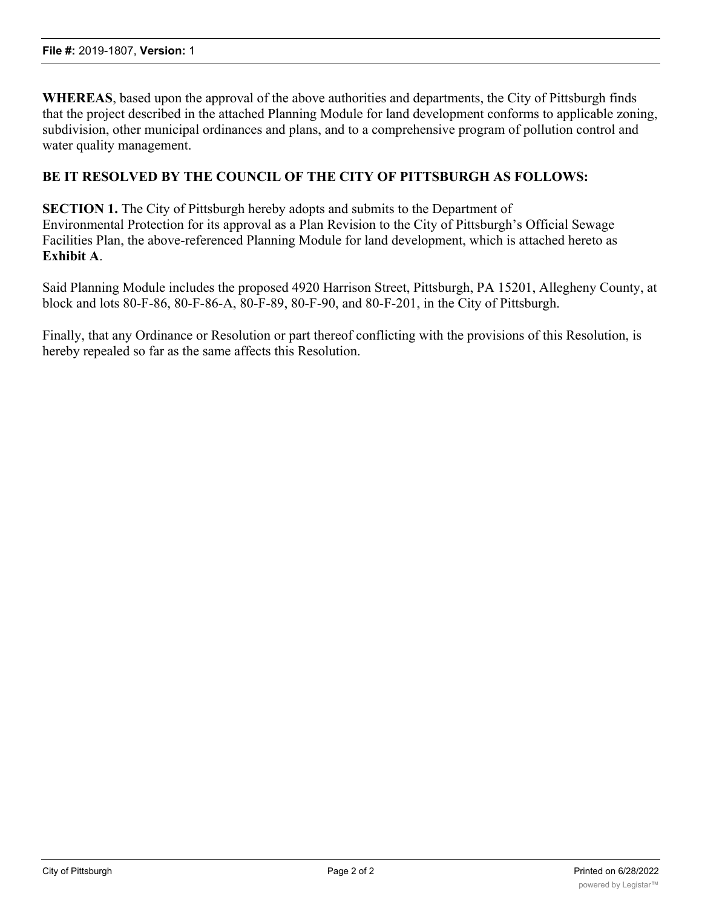**WHEREAS**, based upon the approval of the above authorities and departments, the City of Pittsburgh finds that the project described in the attached Planning Module for land development conforms to applicable zoning, subdivision, other municipal ordinances and plans, and to a comprehensive program of pollution control and water quality management.

**BE IT RESOLVED BY THE COUNCIL OF THE CITY OF PITTSBURGH AS FOLLOWS:**

**SECTION 1.** The City of Pittsburgh hereby adopts and submits to the Department of Environmental Protection for its approval as a Plan Revision to the City of Pittsburgh's Official Sewage Facilities Plan, the above-referenced Planning Module for land development, which is attached hereto as **Exhibit A**.

Said Planning Module includes the proposed 4920 Harrison Street, Pittsburgh, PA 15201, Allegheny County, at block and lots 80-F-86, 80-F-86-A, 80-F-89, 80-F-90, and 80-F-201, in the City of Pittsburgh.

Finally, that any Ordinance or Resolution or part thereof conflicting with the provisions of this Resolution, is hereby repealed so far as the same affects this Resolution.